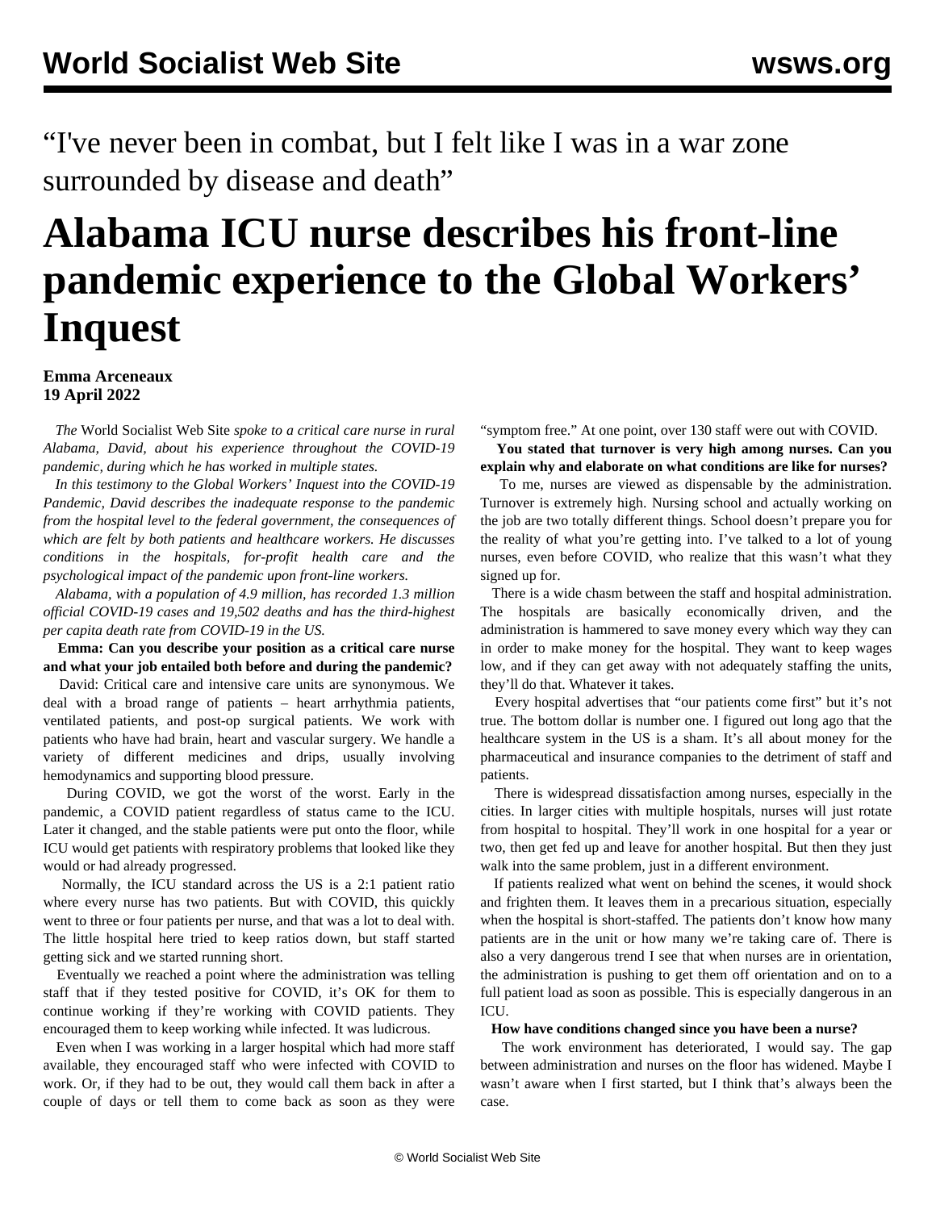“I've never been in combat, but I felt like I was in a war zone surrounded by disease and death”

# Alabama ICU nurse describes his front-line pandemic experience to the Global Workers’ Inquest

**Emma Arceneaux**
**19 April 2022**

*The* World Socialist Web Site *spoke to a critical care nurse in rural Alabama, David, about his experience throughout the COVID-19 pandemic, during which he has worked in multiple states.*

*In this testimony to the Global Workers’ Inquest into the COVID-19 Pandemic, David describes the inadequate response to the pandemic from the hospital level to the federal government, the consequences of which are felt by both patients and healthcare workers. He discusses conditions in the hospitals, for-profit health care and the psychological impact of the pandemic upon front-line workers.*

*Alabama, with a population of 4.9 million, has recorded 1.3 million official COVID-19 cases and 19,502 deaths and has the third-highest per capita death rate from COVID-19 in the US.*

**Emma: Can you describe your position as a critical care nurse and what your job entailed both before and during the pandemic?**

David: Critical care and intensive care units are synonymous. We deal with a broad range of patients – heart arrhythmia patients, ventilated patients, and post-op surgical patients. We work with patients who have had brain, heart and vascular surgery. We handle a variety of different medicines and drips, usually involving hemodynamics and supporting blood pressure.

During COVID, we got the worst of the worst. Early in the pandemic, a COVID patient regardless of status came to the ICU. Later it changed, and the stable patients were put onto the floor, while ICU would get patients with respiratory problems that looked like they would or had already progressed.

Normally, the ICU standard across the US is a 2:1 patient ratio where every nurse has two patients. But with COVID, this quickly went to three or four patients per nurse, and that was a lot to deal with. The little hospital here tried to keep ratios down, but staff started getting sick and we started running short.

Eventually we reached a point where the administration was telling staff that if they tested positive for COVID, it’s OK for them to continue working if they’re working with COVID patients. They encouraged them to keep working while infected. It was ludicrous.

Even when I was working in a larger hospital which had more staff available, they encouraged staff who were infected with COVID to work. Or, if they had to be out, they would call them back in after a couple of days or tell them to come back as soon as they were “symptom free.” At one point, over 130 staff were out with COVID.

**You stated that turnover is very high among nurses. Can you explain why and elaborate on what conditions are like for nurses?**

To me, nurses are viewed as dispensable by the administration. Turnover is extremely high. Nursing school and actually working on the job are two totally different things. School doesn’t prepare you for the reality of what you’re getting into. I’ve talked to a lot of young nurses, even before COVID, who realize that this wasn’t what they signed up for.

There is a wide chasm between the staff and hospital administration. The hospitals are basically economically driven, and the administration is hammered to save money every which way they can in order to make money for the hospital. They want to keep wages low, and if they can get away with not adequately staffing the units, they’ll do that. Whatever it takes.

Every hospital advertises that “our patients come first” but it’s not true. The bottom dollar is number one. I figured out long ago that the healthcare system in the US is a sham. It’s all about money for the pharmaceutical and insurance companies to the detriment of staff and patients.

There is widespread dissatisfaction among nurses, especially in the cities. In larger cities with multiple hospitals, nurses will just rotate from hospital to hospital. They’ll work in one hospital for a year or two, then get fed up and leave for another hospital. But then they just walk into the same problem, just in a different environment.

If patients realized what went on behind the scenes, it would shock and frighten them. It leaves them in a precarious situation, especially when the hospital is short-staffed. The patients don’t know how many patients are in the unit or how many we’re taking care of. There is also a very dangerous trend I see that when nurses are in orientation, the administration is pushing to get them off orientation and on to a full patient load as soon as possible. This is especially dangerous in an ICU.

**How have conditions changed since you have been a nurse?**

The work environment has deteriorated, I would say. The gap between administration and nurses on the floor has widened. Maybe I wasn’t aware when I first started, but I think that’s always been the case.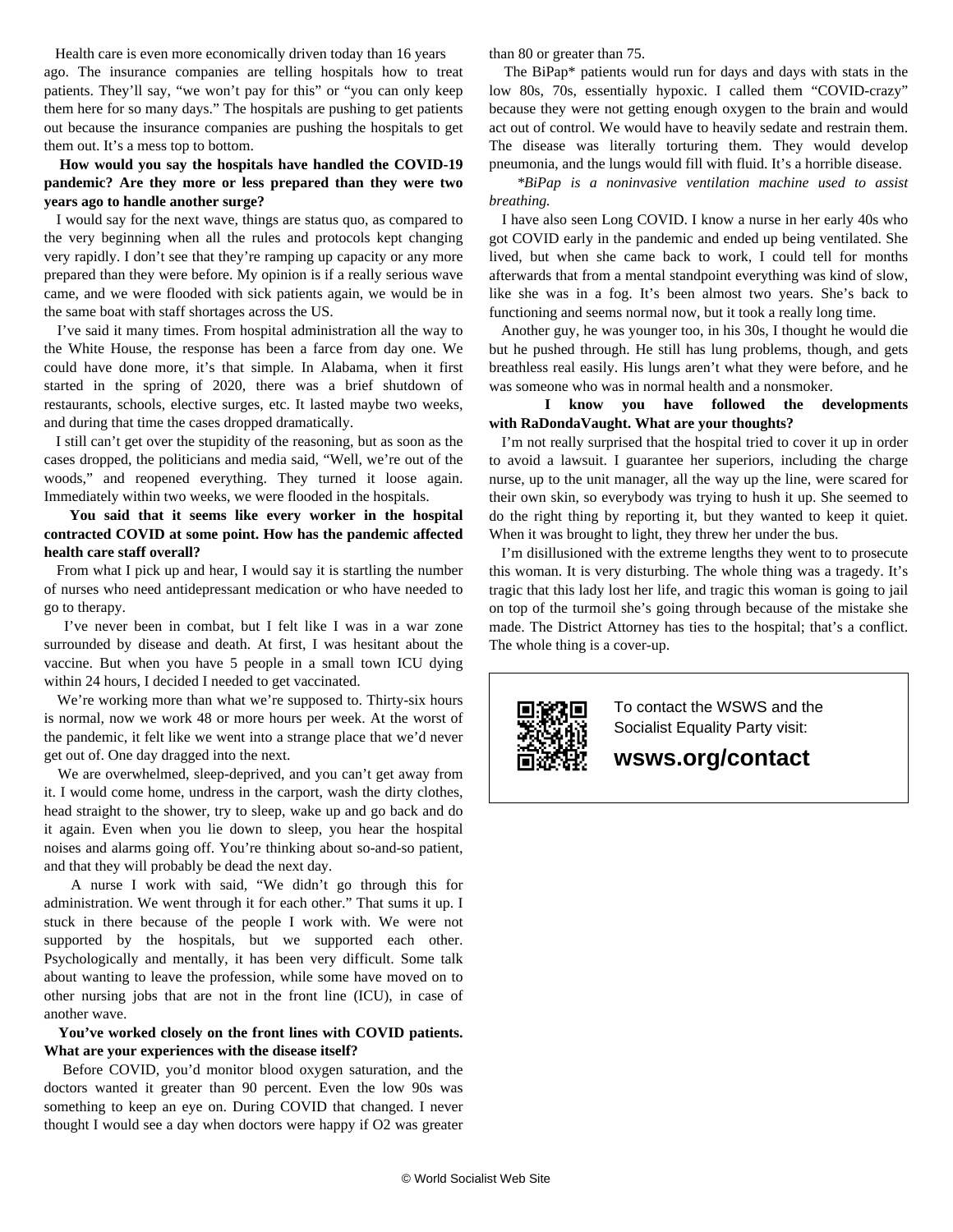Health care is even more economically driven today than 16 years ago. The insurance companies are telling hospitals how to treat patients. They'll say, "we won't pay for this" or "you can only keep them here for so many days." The hospitals are pushing to get patients out because the insurance companies are pushing the hospitals to get them out. It's a mess top to bottom.

**How would you say the hospitals have handled the COVID-19 pandemic? Are they more or less prepared than they were two years ago to handle another surge?**

I would say for the next wave, things are status quo, as compared to the very beginning when all the rules and protocols kept changing very rapidly. I don't see that they're ramping up capacity or any more prepared than they were before. My opinion is if a really serious wave came, and we were flooded with sick patients again, we would be in the same boat with staff shortages across the US.

I've said it many times. From hospital administration all the way to the White House, the response has been a farce from day one. We could have done more, it's that simple. In Alabama, when it first started in the spring of 2020, there was a brief shutdown of restaurants, schools, elective surges, etc. It lasted maybe two weeks, and during that time the cases dropped dramatically.

I still can't get over the stupidity of the reasoning, but as soon as the cases dropped, the politicians and media said, "Well, we're out of the woods," and reopened everything. They turned it loose again. Immediately within two weeks, we were flooded in the hospitals.

**You said that it seems like every worker in the hospital contracted COVID at some point. How has the pandemic affected health care staff overall?**

From what I pick up and hear, I would say it is startling the number of nurses who need antidepressant medication or who have needed to go to therapy.

I've never been in combat, but I felt like I was in a war zone surrounded by disease and death. At first, I was hesitant about the vaccine. But when you have 5 people in a small town ICU dying within 24 hours, I decided I needed to get vaccinated.

We're working more than what we're supposed to. Thirty-six hours is normal, now we work 48 or more hours per week. At the worst of the pandemic, it felt like we went into a strange place that we'd never get out of. One day dragged into the next.

We are overwhelmed, sleep-deprived, and you can't get away from it. I would come home, undress in the carport, wash the dirty clothes, head straight to the shower, try to sleep, wake up and go back and do it again. Even when you lie down to sleep, you hear the hospital noises and alarms going off. You're thinking about so-and-so patient, and that they will probably be dead the next day.

A nurse I work with said, "We didn't go through this for administration. We went through it for each other." That sums it up. I stuck in there because of the people I work with. We were not supported by the hospitals, but we supported each other. Psychologically and mentally, it has been very difficult. Some talk about wanting to leave the profession, while some have moved on to other nursing jobs that are not in the front line (ICU), in case of another wave.

**You've worked closely on the front lines with COVID patients. What are your experiences with the disease itself?**

Before COVID, you'd monitor blood oxygen saturation, and the doctors wanted it greater than 90 percent. Even the low 90s was something to keep an eye on. During COVID that changed. I never thought I would see a day when doctors were happy if O2 was greater than 80 or greater than 75.

The BiPap* patients would run for days and days with stats in the low 80s, 70s, essentially hypoxic. I called them "COVID-crazy" because they were not getting enough oxygen to the brain and would act out of control. We would have to heavily sedate and restrain them. The disease was literally torturing them. They would develop pneumonia, and the lungs would fill with fluid. It's a horrible disease.

*\*BiPap is a noninvasive ventilation machine used to assist breathing.*

I have also seen Long COVID. I know a nurse in her early 40s who got COVID early in the pandemic and ended up being ventilated. She lived, but when she came back to work, I could tell for months afterwards that from a mental standpoint everything was kind of slow, like she was in a fog. It's been almost two years. She's back to functioning and seems normal now, but it took a really long time.

Another guy, he was younger too, in his 30s, I thought he would die but he pushed through. He still has lung problems, though, and gets breathless real easily. His lungs aren't what they were before, and he was someone who was in normal health and a nonsmoker.

**I know you have followed the developments with RaDondaVaught. What are your thoughts?**

I'm not really surprised that the hospital tried to cover it up in order to avoid a lawsuit. I guarantee her superiors, including the charge nurse, up to the unit manager, all the way up the line, were scared for their own skin, so everybody was trying to hush it up. She seemed to do the right thing by reporting it, but they wanted to keep it quiet. When it was brought to light, they threw her under the bus.

I'm disillusioned with the extreme lengths they went to to prosecute this woman. It is very disturbing. The whole thing was a tragedy. It's tragic that this lady lost her life, and tragic this woman is going to jail on top of the turmoil she's going through because of the mistake she made. The District Attorney has ties to the hospital; that's a conflict. The whole thing is a cover-up.

To contact the WSWS and the Socialist Equality Party visit:

**wsws.org/contact**